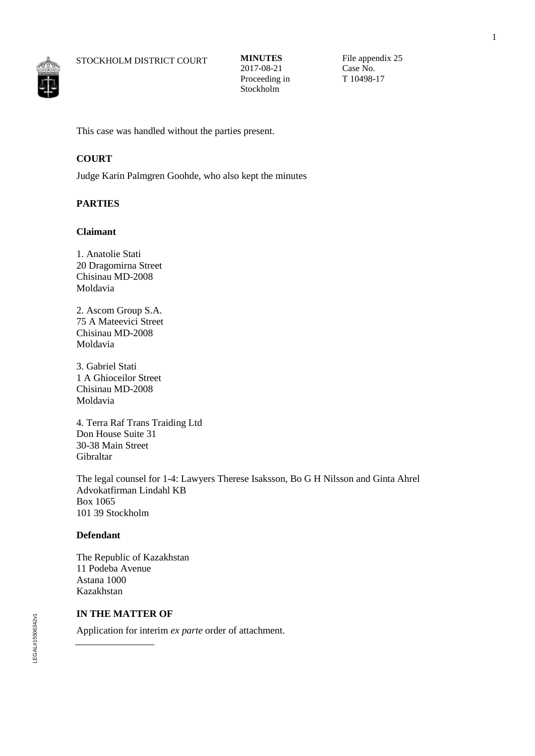STOCKHOLM DISTRICT COURT

**MINUTES**
2017-08-21
Proceeding in Stockholm

File appendix 25
Case No.
T 10498-17

This case was handled without the parties present.

**COURT**

Judge Karin Palmgren Goohde, who also kept the minutes

**PARTIES**

**Claimant**

1. Anatolie Stati
20 Dragomirna Street
Chisinau MD-2008
Moldavia

2. Ascom Group S.A.
75 A Mateevici Street
Chisinau MD-2008
Moldavia

3. Gabriel Stati
1 A Ghioceilor Street
Chisinau MD-2008
Moldavia

4. Terra Raf Trans Traiding Ltd
Don House Suite 31
30-38 Main Street
Gibraltar

The legal counsel for 1-4: Lawyers Therese Isaksson, Bo G H Nilsson and Ginta Ahrel
Advokatfirman Lindahl KB
Box 1065
101 39 Stockholm

**Defendant**

The Republic of Kazakhstan
11 Podeba Avenue
Astana 1000
Kazakhstan

**IN THE MATTER OF**

Application for interim *ex parte* order of attachment.

---

LEGAL#15506342v1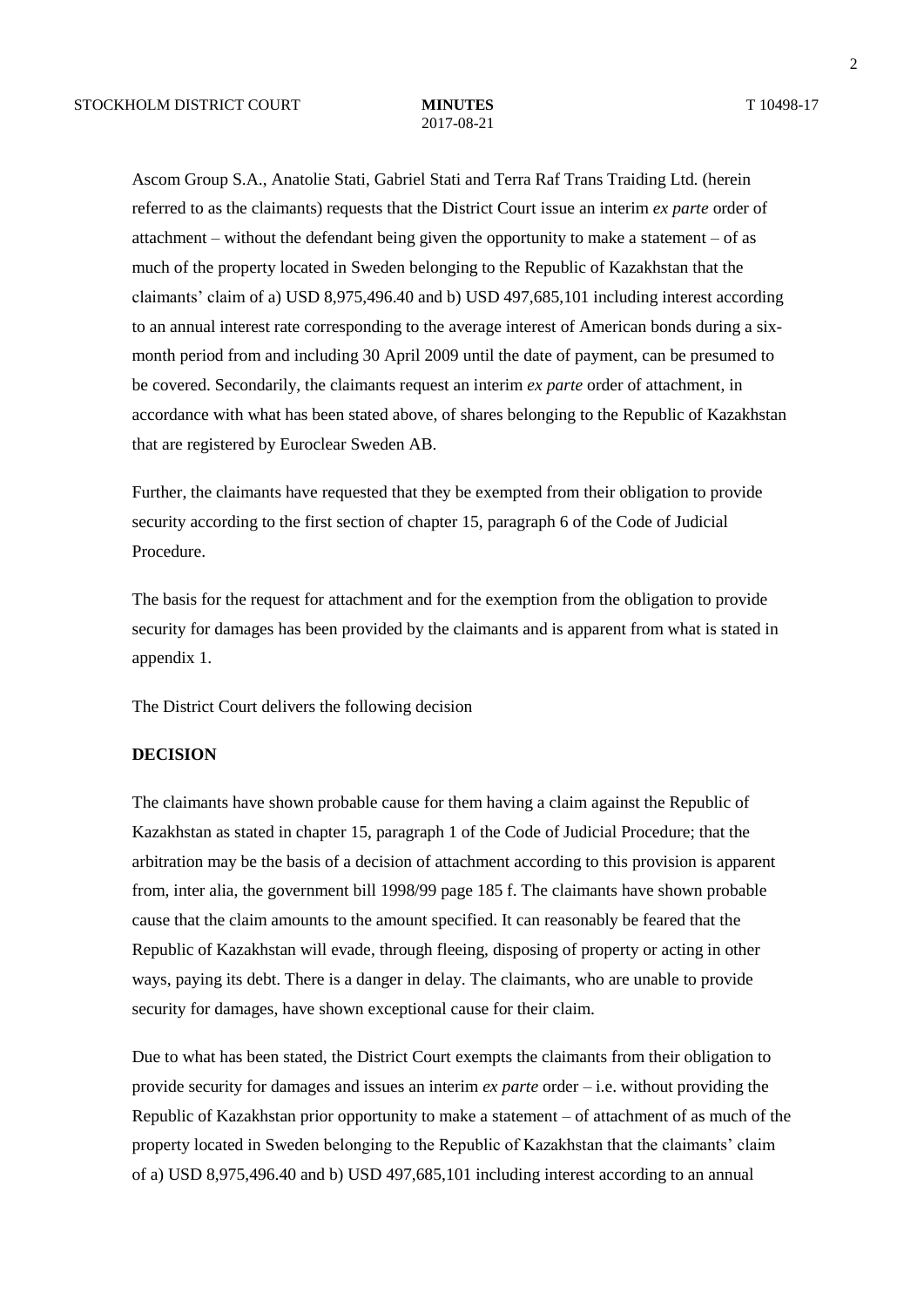Ascom Group S.A., Anatolie Stati, Gabriel Stati and Terra Raf Trans Traiding Ltd. (herein referred to as the claimants) requests that the District Court issue an interim *ex parte* order of attachment – without the defendant being given the opportunity to make a statement – of as much of the property located in Sweden belonging to the Republic of Kazakhstan that the claimants' claim of a) USD 8,975,496.40 and b) USD 497,685,101 including interest according to an annual interest rate corresponding to the average interest of American bonds during a six-month period from and including 30 April 2009 until the date of payment, can be presumed to be covered. Secondarily, the claimants request an interim *ex parte* order of attachment, in accordance with what has been stated above, of shares belonging to the Republic of Kazakhstan that are registered by Euroclear Sweden AB.

Further, the claimants have requested that they be exempted from their obligation to provide security according to the first section of chapter 15, paragraph 6 of the Code of Judicial Procedure.

The basis for the request for attachment and for the exemption from the obligation to provide security for damages has been provided by the claimants and is apparent from what is stated in appendix 1.

The District Court delivers the following decision

**DECISION**

The claimants have shown probable cause for them having a claim against the Republic of Kazakhstan as stated in chapter 15, paragraph 1 of the Code of Judicial Procedure; that the arbitration may be the basis of a decision of attachment according to this provision is apparent from, inter alia, the government bill 1998/99 page 185 f. The claimants have shown probable cause that the claim amounts to the amount specified. It can reasonably be feared that the Republic of Kazakhstan will evade, through fleeing, disposing of property or acting in other ways, paying its debt. There is a danger in delay. The claimants, who are unable to provide security for damages, have shown exceptional cause for their claim.

Due to what has been stated, the District Court exempts the claimants from their obligation to provide security for damages and issues an interim *ex parte* order – i.e. without providing the Republic of Kazakhstan prior opportunity to make a statement – of attachment of as much of the property located in Sweden belonging to the Republic of Kazakhstan that the claimants' claim of a) USD 8,975,496.40 and b) USD 497,685,101 including interest according to an annual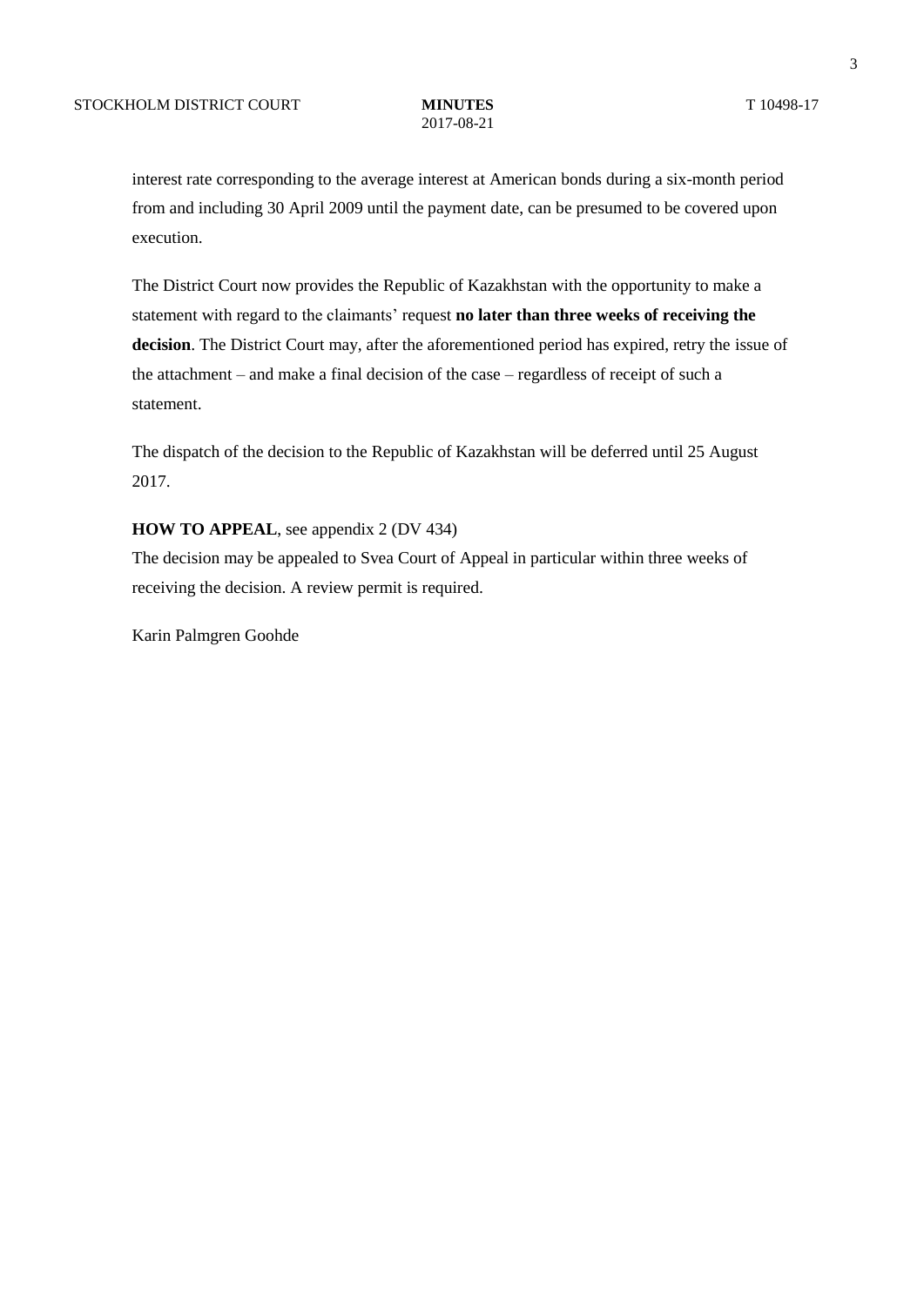interest rate corresponding to the average interest at American bonds during a six-month period from and including 30 April 2009 until the payment date, can be presumed to be covered upon execution.

The District Court now provides the Republic of Kazakhstan with the opportunity to make a statement with regard to the claimants' request **no later than three weeks of receiving the decision**. The District Court may, after the aforementioned period has expired, retry the issue of the attachment – and make a final decision of the case – regardless of receipt of such a statement.

The dispatch of the decision to the Republic of Kazakhstan will be deferred until 25 August 2017.

**HOW TO APPEAL**, see appendix 2 (DV 434)
The decision may be appealed to Svea Court of Appeal in particular within three weeks of receiving the decision. A review permit is required.

Karin Palmgren Goohde